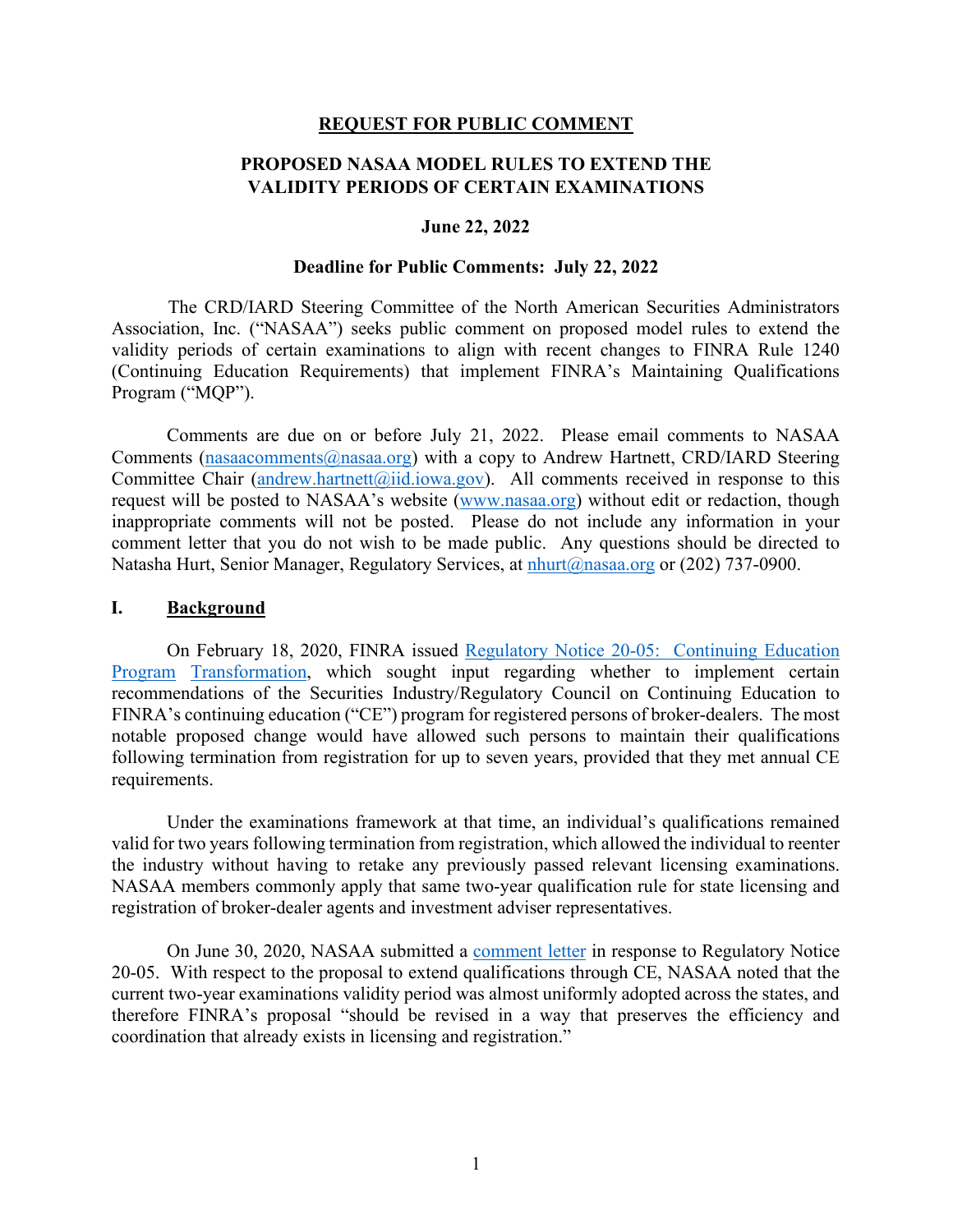**REQUEST FOR PUBLIC COMMENT**

**PROPOSED NASAA MODEL RULES TO EXTEND THE VALIDITY PERIODS OF CERTAIN EXAMINATIONS**

**June 22, 2022**

**Deadline for Public Comments: July 22, 2022**

The CRD/IARD Steering Committee of the North American Securities Administrators Association, Inc. ("NASAA") seeks public comment on proposed model rules to extend the validity periods of certain examinations to align with recent changes to FINRA Rule 1240 (Continuing Education Requirements) that implement FINRA's Maintaining Qualifications Program ("MQP").

Comments are due on or before July 21, 2022. Please email comments to NASAA Comments (nasaacomments@nasaa.org) with a copy to Andrew Hartnett, CRD/IARD Steering Committee Chair (andrew.hartnett@iid.iowa.gov). All comments received in response to this request will be posted to NASAA's website (www.nasaa.org) without edit or redaction, though inappropriate comments will not be posted. Please do not include any information in your comment letter that you do not wish to be made public. Any questions should be directed to Natasha Hurt, Senior Manager, Regulatory Services, at nhurt@nasaa.org or (202) 737-0900.

## I. Background

On February 18, 2020, FINRA issued Regulatory Notice 20-05: Continuing Education Program Transformation, which sought input regarding whether to implement certain recommendations of the Securities Industry/Regulatory Council on Continuing Education to FINRA's continuing education ("CE") program for registered persons of broker-dealers. The most notable proposed change would have allowed such persons to maintain their qualifications following termination from registration for up to seven years, provided that they met annual CE requirements.

Under the examinations framework at that time, an individual's qualifications remained valid for two years following termination from registration, which allowed the individual to reenter the industry without having to retake any previously passed relevant licensing examinations. NASAA members commonly apply that same two-year qualification rule for state licensing and registration of broker-dealer agents and investment adviser representatives.

On June 30, 2020, NASAA submitted a comment letter in response to Regulatory Notice 20-05. With respect to the proposal to extend qualifications through CE, NASAA noted that the current two-year examinations validity period was almost uniformly adopted across the states, and therefore FINRA's proposal "should be revised in a way that preserves the efficiency and coordination that already exists in licensing and registration."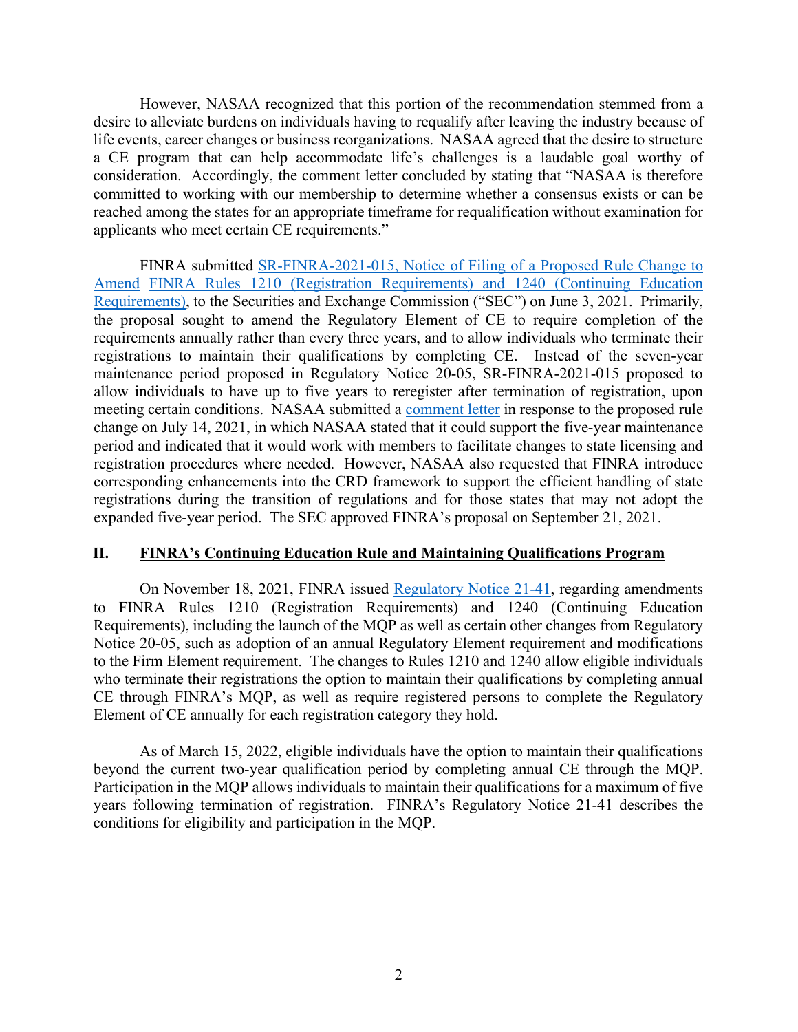However, NASAA recognized that this portion of the recommendation stemmed from a desire to alleviate burdens on individuals having to requalify after leaving the industry because of life events, career changes or business reorganizations. NASAA agreed that the desire to structure a CE program that can help accommodate life's challenges is a laudable goal worthy of consideration. Accordingly, the comment letter concluded by stating that "NASAA is therefore committed to working with our membership to determine whether a consensus exists or can be reached among the states for an appropriate timeframe for requalification without examination for applicants who meet certain CE requirements."

FINRA submitted SR-FINRA-2021-015, Notice of Filing of a Proposed Rule Change to Amend FINRA Rules 1210 (Registration Requirements) and 1240 (Continuing Education Requirements), to the Securities and Exchange Commission ("SEC") on June 3, 2021. Primarily, the proposal sought to amend the Regulatory Element of CE to require completion of the requirements annually rather than every three years, and to allow individuals who terminate their registrations to maintain their qualifications by completing CE. Instead of the seven-year maintenance period proposed in Regulatory Notice 20-05, SR-FINRA-2021-015 proposed to allow individuals to have up to five years to reregister after termination of registration, upon meeting certain conditions. NASAA submitted a comment letter in response to the proposed rule change on July 14, 2021, in which NASAA stated that it could support the five-year maintenance period and indicated that it would work with members to facilitate changes to state licensing and registration procedures where needed. However, NASAA also requested that FINRA introduce corresponding enhancements into the CRD framework to support the efficient handling of state registrations during the transition of regulations and for those states that may not adopt the expanded five-year period. The SEC approved FINRA's proposal on September 21, 2021.

## II. FINRA's Continuing Education Rule and Maintaining Qualifications Program

On November 18, 2021, FINRA issued Regulatory Notice 21-41, regarding amendments to FINRA Rules 1210 (Registration Requirements) and 1240 (Continuing Education Requirements), including the launch of the MQP as well as certain other changes from Regulatory Notice 20-05, such as adoption of an annual Regulatory Element requirement and modifications to the Firm Element requirement. The changes to Rules 1210 and 1240 allow eligible individuals who terminate their registrations the option to maintain their qualifications by completing annual CE through FINRA's MQP, as well as require registered persons to complete the Regulatory Element of CE annually for each registration category they hold.

As of March 15, 2022, eligible individuals have the option to maintain their qualifications beyond the current two-year qualification period by completing annual CE through the MQP. Participation in the MQP allows individuals to maintain their qualifications for a maximum of five years following termination of registration. FINRA's Regulatory Notice 21-41 describes the conditions for eligibility and participation in the MQP.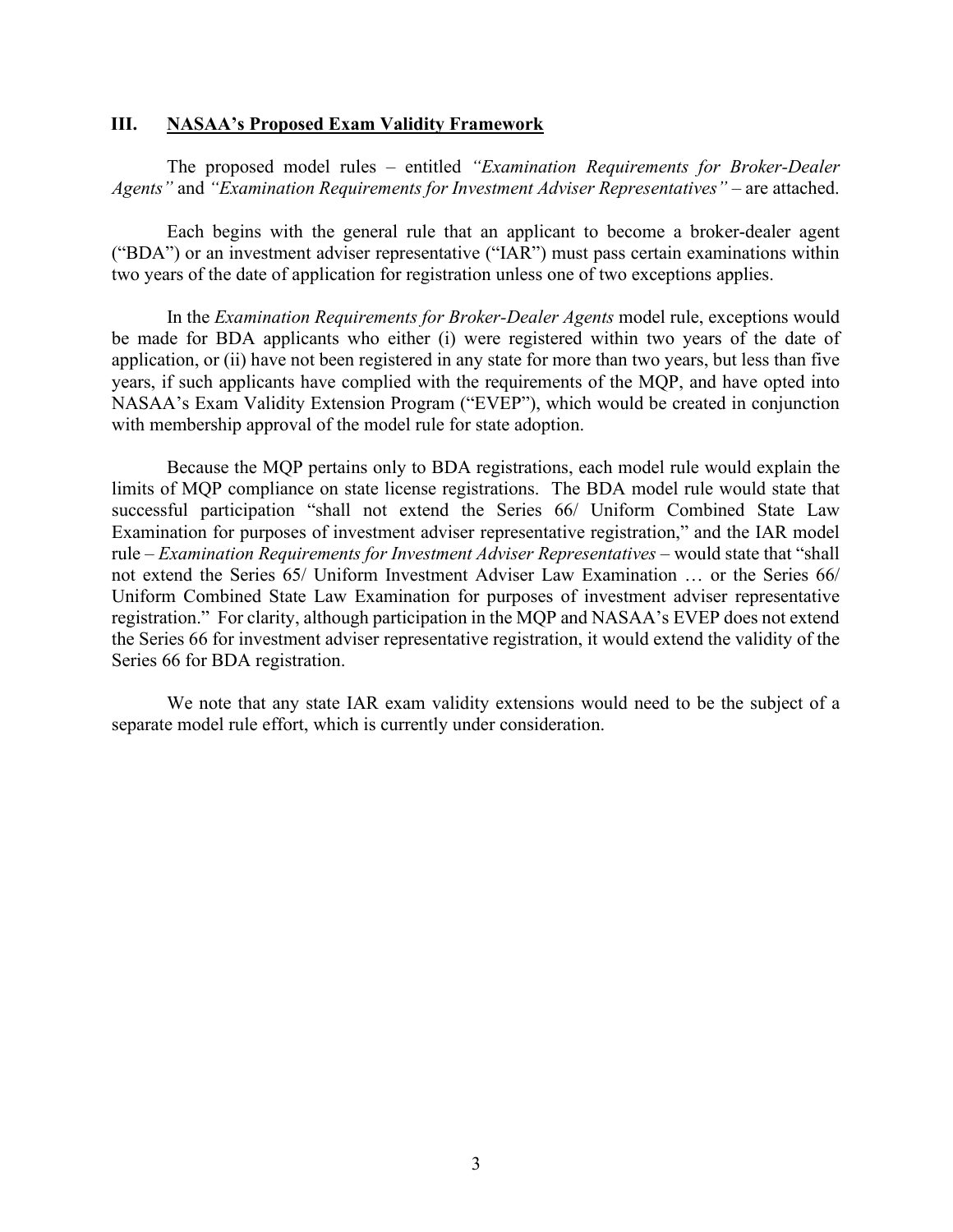## III. NASAA's Proposed Exam Validity Framework

The proposed model rules – entitled *"Examination Requirements for Broker-Dealer Agents"* and *"Examination Requirements for Investment Adviser Representatives"* – are attached.

Each begins with the general rule that an applicant to become a broker-dealer agent ("BDA") or an investment adviser representative ("IAR") must pass certain examinations within two years of the date of application for registration unless one of two exceptions applies.

In the *Examination Requirements for Broker-Dealer Agents* model rule, exceptions would be made for BDA applicants who either (i) were registered within two years of the date of application, or (ii) have not been registered in any state for more than two years, but less than five years, if such applicants have complied with the requirements of the MQP, and have opted into NASAA's Exam Validity Extension Program ("EVEP"), which would be created in conjunction with membership approval of the model rule for state adoption.

Because the MQP pertains only to BDA registrations, each model rule would explain the limits of MQP compliance on state license registrations. The BDA model rule would state that successful participation "shall not extend the Series 66/ Uniform Combined State Law Examination for purposes of investment adviser representative registration," and the IAR model rule – *Examination Requirements for Investment Adviser Representatives* – would state that "shall not extend the Series 65/ Uniform Investment Adviser Law Examination … or the Series 66/ Uniform Combined State Law Examination for purposes of investment adviser representative registration." For clarity, although participation in the MQP and NASAA's EVEP does not extend the Series 66 for investment adviser representative registration, it would extend the validity of the Series 66 for BDA registration.

We note that any state IAR exam validity extensions would need to be the subject of a separate model rule effort, which is currently under consideration.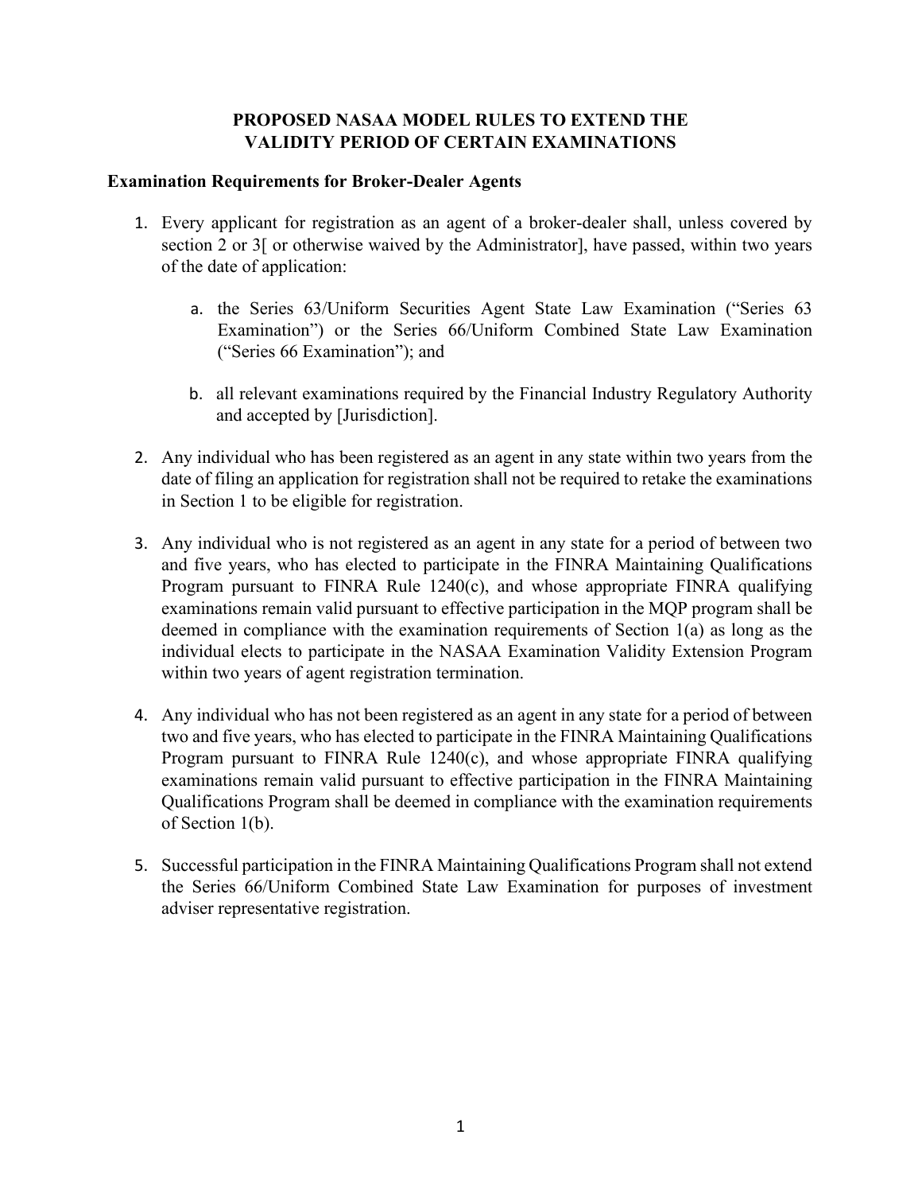# PROPOSED NASAA MODEL RULES TO EXTEND THE VALIDITY PERIOD OF CERTAIN EXAMINATIONS

## Examination Requirements for Broker-Dealer Agents

1. Every applicant for registration as an agent of a broker-dealer shall, unless covered by section 2 or 3[ or otherwise waived by the Administrator], have passed, within two years of the date of application:

    a. the Series 63/Uniform Securities Agent State Law Examination ("Series 63 Examination") or the Series 66/Uniform Combined State Law Examination ("Series 66 Examination"); and

    b. all relevant examinations required by the Financial Industry Regulatory Authority and accepted by [Jurisdiction].

2. Any individual who has been registered as an agent in any state within two years from the date of filing an application for registration shall not be required to retake the examinations in Section 1 to be eligible for registration.

3. Any individual who is not registered as an agent in any state for a period of between two and five years, who has elected to participate in the FINRA Maintaining Qualifications Program pursuant to FINRA Rule 1240(c), and whose appropriate FINRA qualifying examinations remain valid pursuant to effective participation in the MQP program shall be deemed in compliance with the examination requirements of Section 1(a) as long as the individual elects to participate in the NASAA Examination Validity Extension Program within two years of agent registration termination.

4. Any individual who has not been registered as an agent in any state for a period of between two and five years, who has elected to participate in the FINRA Maintaining Qualifications Program pursuant to FINRA Rule 1240(c), and whose appropriate FINRA qualifying examinations remain valid pursuant to effective participation in the FINRA Maintaining Qualifications Program shall be deemed in compliance with the examination requirements of Section 1(b).

5. Successful participation in the FINRA Maintaining Qualifications Program shall not extend the Series 66/Uniform Combined State Law Examination for purposes of investment adviser representative registration.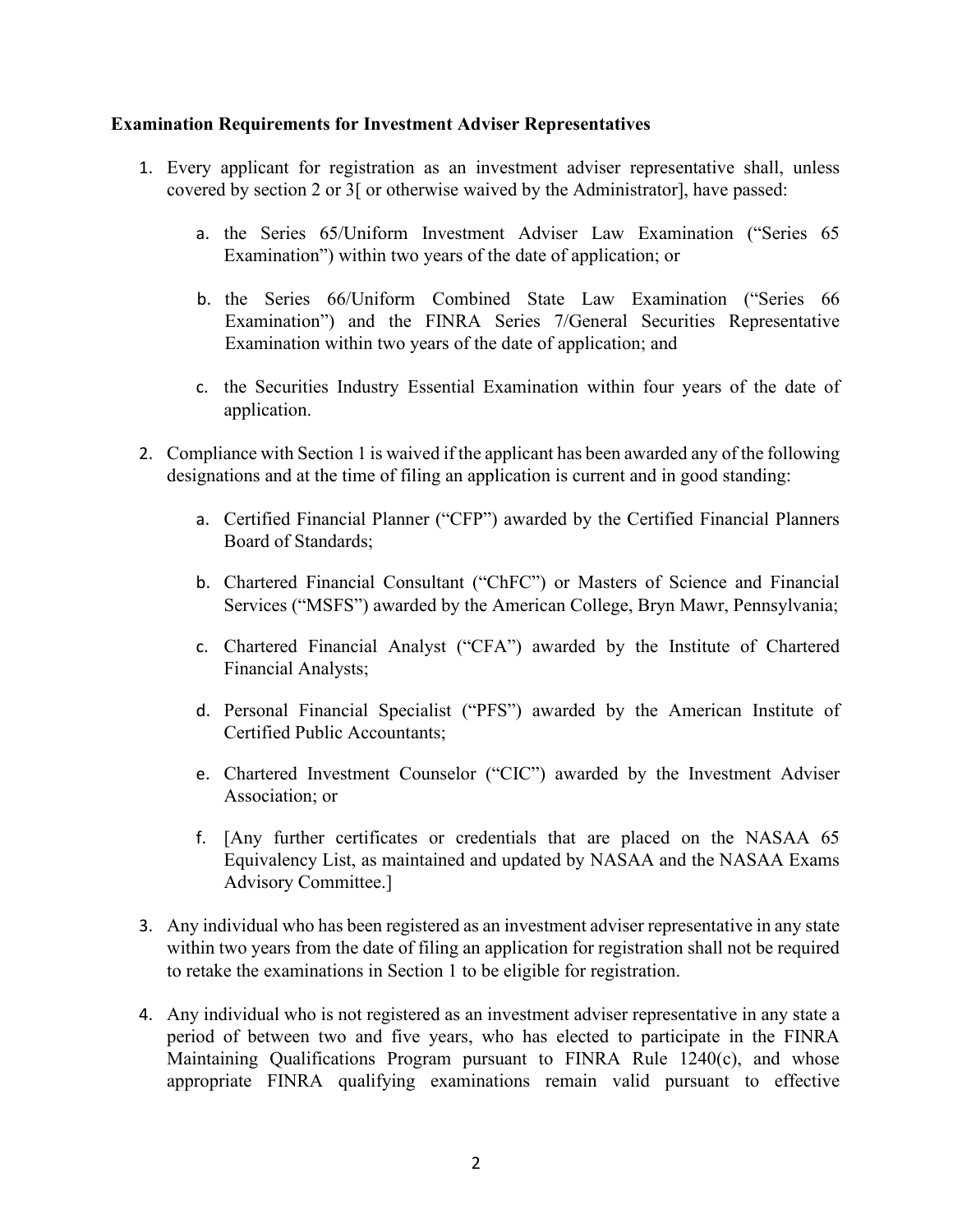**Examination Requirements for Investment Adviser Representatives**

1. Every applicant for registration as an investment adviser representative shall, unless covered by section 2 or 3[ or otherwise waived by the Administrator], have passed:

    a. the Series 65/Uniform Investment Adviser Law Examination ("Series 65 Examination") within two years of the date of application; or

    b. the Series 66/Uniform Combined State Law Examination ("Series 66 Examination") and the FINRA Series 7/General Securities Representative Examination within two years of the date of application; and

    c. the Securities Industry Essential Examination within four years of the date of application.

2. Compliance with Section 1 is waived if the applicant has been awarded any of the following designations and at the time of filing an application is current and in good standing:

    a. Certified Financial Planner ("CFP") awarded by the Certified Financial Planners Board of Standards;

    b. Chartered Financial Consultant ("ChFC") or Masters of Science and Financial Services ("MSFS") awarded by the American College, Bryn Mawr, Pennsylvania;

    c. Chartered Financial Analyst ("CFA") awarded by the Institute of Chartered Financial Analysts;

    d. Personal Financial Specialist ("PFS") awarded by the American Institute of Certified Public Accountants;

    e. Chartered Investment Counselor ("CIC") awarded by the Investment Adviser Association; or

    f. [Any further certificates or credentials that are placed on the NASAA 65 Equivalency List, as maintained and updated by NASAA and the NASAA Exams Advisory Committee.]

3. Any individual who has been registered as an investment adviser representative in any state within two years from the date of filing an application for registration shall not be required to retake the examinations in Section 1 to be eligible for registration.

4. Any individual who is not registered as an investment adviser representative in any state a period of between two and five years, who has elected to participate in the FINRA Maintaining Qualifications Program pursuant to FINRA Rule 1240(c), and whose appropriate FINRA qualifying examinations remain valid pursuant to effective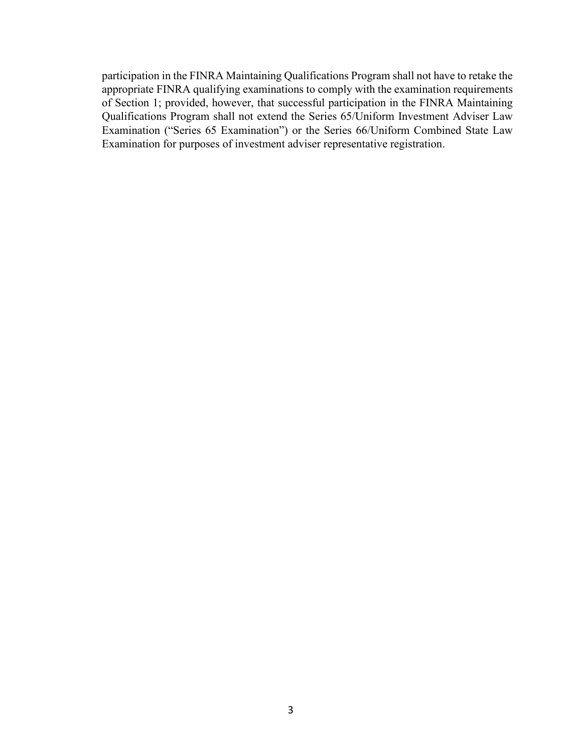participation in the FINRA Maintaining Qualifications Program shall not have to retake the appropriate FINRA qualifying examinations to comply with the examination requirements of Section 1; provided, however, that successful participation in the FINRA Maintaining Qualifications Program shall not extend the Series 65/Uniform Investment Adviser Law Examination ("Series 65 Examination") or the Series 66/Uniform Combined State Law Examination for purposes of investment adviser representative registration.